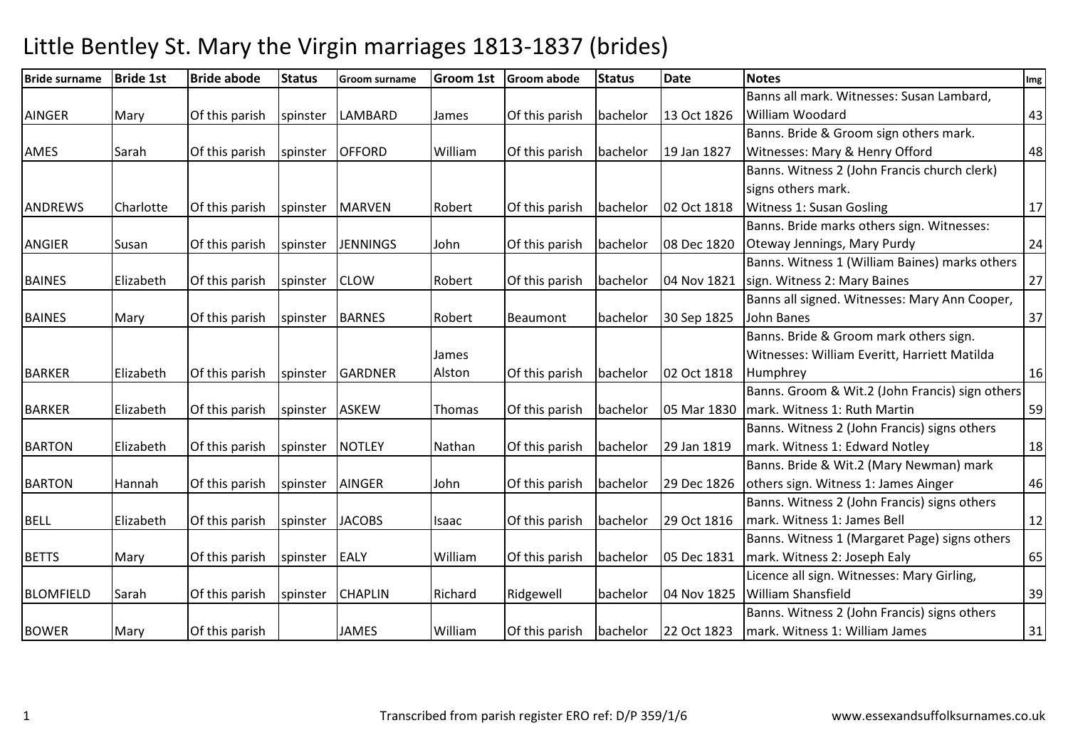# Little Bentley St. Mary the Virgin marriages 1813-1837 (brides)

| Bride surname | Bride 1st | Bride abode | Status | Groom surname | Groom 1st | Groom abode | Status | Date | Notes | Img |
|---|---|---|---|---|---|---|---|---|---|---|
| AINGER | Mary | Of this parish | spinster | LAMBARD | James | Of this parish | bachelor | 13 Oct 1826 | Banns all mark. Witnesses: Susan Lambard, William Woodard | 43 |
| AMES | Sarah | Of this parish | spinster | OFFORD | William | Of this parish | bachelor | 19 Jan 1827 | Banns. Bride & Groom sign others mark. Witnesses: Mary & Henry Offord | 48 |
| ANDREWS | Charlotte | Of this parish | spinster | MARVEN | Robert | Of this parish | bachelor | 02 Oct 1818 | Banns. Witness 2 (John Francis church clerk) signs others mark. Witness 1: Susan Gosling | 17 |
| ANGIER | Susan | Of this parish | spinster | JENNINGS | John | Of this parish | bachelor | 08 Dec 1820 | Banns. Bride marks others sign. Witnesses: Oteway Jennings, Mary Purdy | 24 |
| BAINES | Elizabeth | Of this parish | spinster | CLOW | Robert | Of this parish | bachelor | 04 Nov 1821 | Banns. Witness 1 (William Baines) marks others sign. Witness 2: Mary Baines | 27 |
| BAINES | Mary | Of this parish | spinster | BARNES | Robert | Beaumont | bachelor | 30 Sep 1825 | Banns all signed. Witnesses: Mary Ann Cooper, John Banes | 37 |
| BARKER | Elizabeth | Of this parish | spinster | GARDNER | James Alston | Of this parish | bachelor | 02 Oct 1818 | Banns. Bride & Groom mark others sign. Witnesses: William Everitt, Harriett Matilda Humphrey | 16 |
| BARKER | Elizabeth | Of this parish | spinster | ASKEW | Thomas | Of this parish | bachelor | 05 Mar 1830 | Banns. Groom & Wit.2 (John Francis) sign others mark. Witness 1: Ruth Martin | 59 |
| BARTON | Elizabeth | Of this parish | spinster | NOTLEY | Nathan | Of this parish | bachelor | 29 Jan 1819 | Banns. Witness 2 (John Francis) signs others mark. Witness 1: Edward Notley | 18 |
| BARTON | Hannah | Of this parish | spinster | AINGER | John | Of this parish | bachelor | 29 Dec 1826 | Banns. Bride & Wit.2 (Mary Newman) mark others sign. Witness 1: James Ainger | 46 |
| BELL | Elizabeth | Of this parish | spinster | JACOBS | Isaac | Of this parish | bachelor | 29 Oct 1816 | Banns. Witness 2 (John Francis) signs others mark. Witness 1: James Bell | 12 |
| BETTS | Mary | Of this parish | spinster | EALY | William | Of this parish | bachelor | 05 Dec 1831 | Banns. Witness 1 (Margaret Page) signs others mark. Witness 2: Joseph Ealy | 65 |
| BLOMFIELD | Sarah | Of this parish | spinster | CHAPLIN | Richard | Ridgewell | bachelor | 04 Nov 1825 | Licence all sign. Witnesses: Mary Girling, William Shansfield | 39 |
| BOWER | Mary | Of this parish | | JAMES | William | Of this parish | bachelor | 22 Oct 1823 | Banns. Witness 2 (John Francis) signs others mark. Witness 1: William James | 31 |

Transcribed from parish register ERO ref: D/P 359/1/6 www.essexandsuffolksurnames.co.uk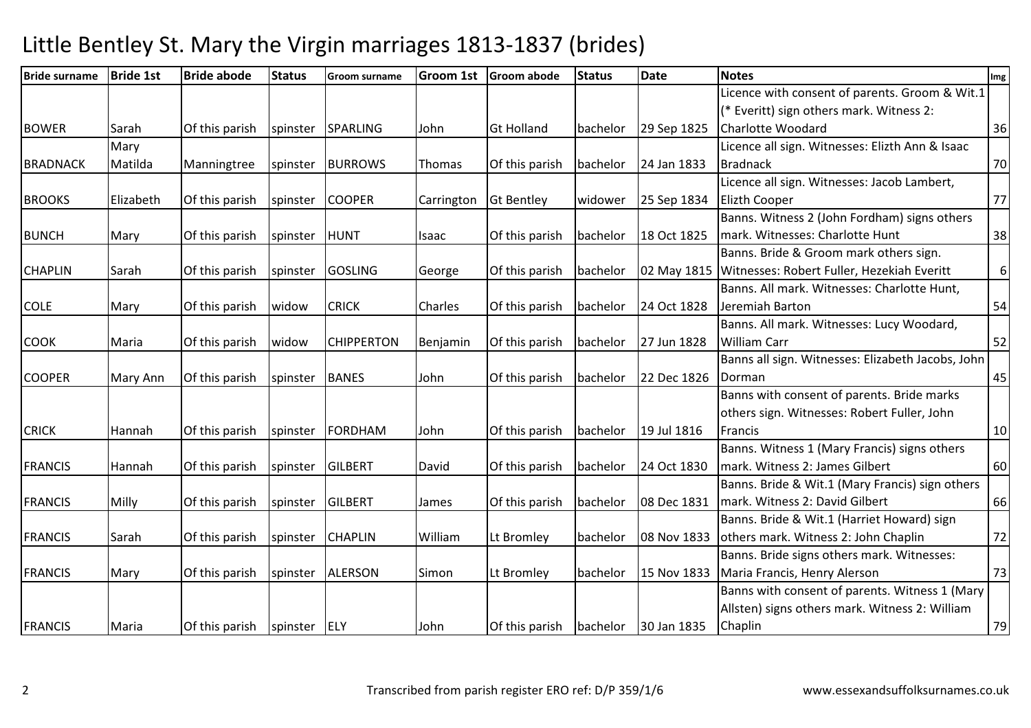# Little Bentley St. Mary the Virgin marriages 1813-1837 (brides)

| Bride surname | Bride 1st | Bride abode | Status | Groom surname | Groom 1st | Groom abode | Status | Date | Notes | Img |
|---|---|---|---|---|---|---|---|---|---|---|
| BOWER | Sarah | Of this parish | spinster | SPARLING | John | Gt Holland | bachelor | 29 Sep 1825 | Licence with consent of parents. Groom & Wit.1 (* Everitt) sign others mark. Witness 2: Charlotte Woodard | 36 |
| BRADNACK | Mary Matilda | Manningtree | spinster | BURROWS | Thomas | Of this parish | bachelor | 24 Jan 1833 | Licence all sign. Witnesses: Elizth Ann & Isaac Bradnack | 70 |
| BROOKS | Elizabeth | Of this parish | spinster | COOPER | Carrington | Gt Bentley | widower | 25 Sep 1834 | Licence all sign. Witnesses: Jacob Lambert, Elizth Cooper | 77 |
| BUNCH | Mary | Of this parish | spinster | HUNT | Isaac | Of this parish | bachelor | 18 Oct 1825 | Banns. Witness 2 (John Fordham) signs others mark. Witnesses: Charlotte Hunt | 38 |
| CHAPLIN | Sarah | Of this parish | spinster | GOSLING | George | Of this parish | bachelor | 02 May 1815 | Banns. Bride & Groom mark others sign. Witnesses: Robert Fuller, Hezekiah Everitt | 6 |
| COLE | Mary | Of this parish | widow | CRICK | Charles | Of this parish | bachelor | 24 Oct 1828 | Banns. All mark. Witnesses: Charlotte Hunt, Jeremiah Barton | 54 |
| COOK | Maria | Of this parish | widow | CHIPPERTON | Benjamin | Of this parish | bachelor | 27 Jun 1828 | Banns. All mark. Witnesses: Lucy Woodard, William Carr | 52 |
| COOPER | Mary Ann | Of this parish | spinster | BANES | John | Of this parish | bachelor | 22 Dec 1826 | Banns all sign. Witnesses: Elizabeth Jacobs, John Dorman | 45 |
| CRICK | Hannah | Of this parish | spinster | FORDHAM | John | Of this parish | bachelor | 19 Jul 1816 | Banns with consent of parents. Bride marks others sign. Witnesses: Robert Fuller, John Francis | 10 |
| FRANCIS | Hannah | Of this parish | spinster | GILBERT | David | Of this parish | bachelor | 24 Oct 1830 | Banns. Witness 1 (Mary Francis) signs others mark. Witness 2: James Gilbert | 60 |
| FRANCIS | Milly | Of this parish | spinster | GILBERT | James | Of this parish | bachelor | 08 Dec 1831 | Banns. Bride & Wit.1 (Mary Francis) sign others mark. Witness 2: David Gilbert | 66 |
| FRANCIS | Sarah | Of this parish | spinster | CHAPLIN | William | Lt Bromley | bachelor | 08 Nov 1833 | Banns. Bride & Wit.1 (Harriet Howard) sign others mark. Witness 2: John Chaplin | 72 |
| FRANCIS | Mary | Of this parish | spinster | ALERSON | Simon | Lt Bromley | bachelor | 15 Nov 1833 | Banns. Bride signs others mark. Witnesses: Maria Francis, Henry Alerson | 73 |
| FRANCIS | Maria | Of this parish | spinster | ELY | John | Of this parish | bachelor | 30 Jan 1835 | Banns with consent of parents. Witness 1 (Mary Allsten) signs others mark. Witness 2: William Chaplin | 79 |

Transcribed from parish register ERO ref: D/P 359/1/6

www.essexandsuffolksurnames.co.uk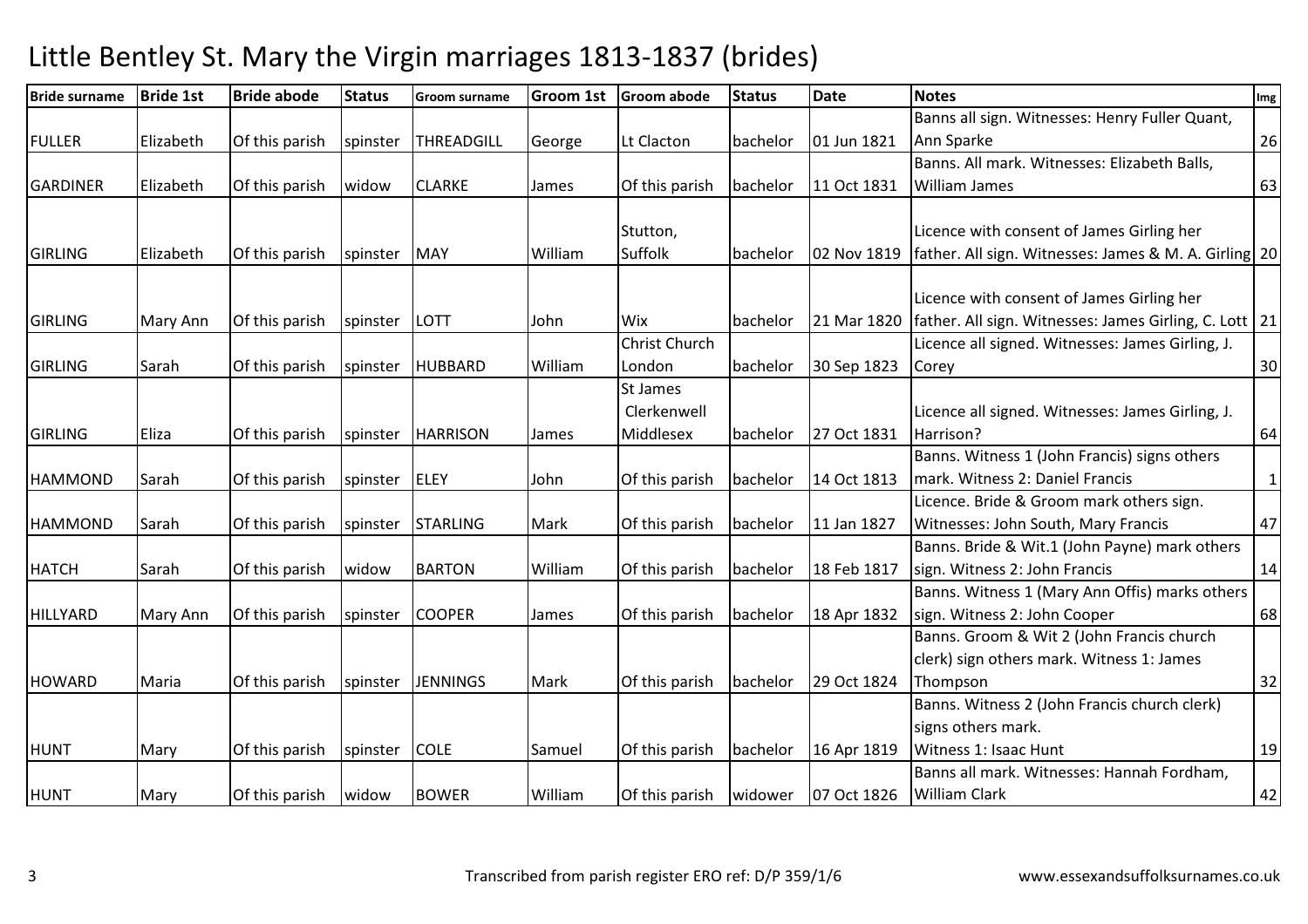# Little Bentley St. Mary the Virgin marriages 1813-1837 (brides)

| Bride surname | Bride 1st | Bride abode | Status | Groom surname | Groom 1st | Groom abode | Status | Date | Notes | Img |
|---|---|---|---|---|---|---|---|---|---|---|
| FULLER | Elizabeth | Of this parish | spinster | THREADGILL | George | Lt Clacton | bachelor | 01 Jun 1821 | Banns all sign. Witnesses: Henry Fuller Quant, Ann Sparke | 26 |
| GARDINER | Elizabeth | Of this parish | widow | CLARKE | James | Of this parish | bachelor | 11 Oct 1831 | Banns. All mark. Witnesses: Elizabeth Balls, William James | 63 |
| GIRLING | Elizabeth | Of this parish | spinster | MAY | William | Stutton, Suffolk | bachelor | 02 Nov 1819 | Licence with consent of James Girling her father. All sign. Witnesses: James & M. A. Girling | 20 |
| GIRLING | Mary Ann | Of this parish | spinster | LOTT | John | Wix | bachelor | 21 Mar 1820 | Licence with consent of James Girling her father. All sign. Witnesses: James Girling, C. Lott | 21 |
| GIRLING | Sarah | Of this parish | spinster | HUBBARD | William | Christ Church London | bachelor | 30 Sep 1823 | Licence all signed. Witnesses: James Girling, J. Corey | 30 |
| GIRLING | Eliza | Of this parish | spinster | HARRISON | James | St James Clerkenwell Middlesex | bachelor | 27 Oct 1831 | Licence all signed. Witnesses: James Girling, J. Harrison? | 64 |
| HAMMOND | Sarah | Of this parish | spinster | ELEY | John | Of this parish | bachelor | 14 Oct 1813 | Banns. Witness 1 (John Francis) signs others mark. Witness 2: Daniel Francis | 1 |
| HAMMOND | Sarah | Of this parish | spinster | STARLING | Mark | Of this parish | bachelor | 11 Jan 1827 | Licence. Bride & Groom mark others sign. Witnesses: John South, Mary Francis | 47 |
| HATCH | Sarah | Of this parish | widow | BARTON | William | Of this parish | bachelor | 18 Feb 1817 | Banns. Bride & Wit.1 (John Payne) mark others sign. Witness 2: John Francis | 14 |
| HILLYARD | Mary Ann | Of this parish | spinster | COOPER | James | Of this parish | bachelor | 18 Apr 1832 | Banns. Witness 1 (Mary Ann Offis) marks others sign. Witness 2: John Cooper | 68 |
| HOWARD | Maria | Of this parish | spinster | JENNINGS | Mark | Of this parish | bachelor | 29 Oct 1824 | Banns. Groom & Wit 2 (John Francis church clerk) sign others mark. Witness 1: James Thompson | 32 |
| HUNT | Mary | Of this parish | spinster | COLE | Samuel | Of this parish | bachelor | 16 Apr 1819 | Banns. Witness 2 (John Francis church clerk) signs others mark. Witness 1: Isaac Hunt | 19 |
| HUNT | Mary | Of this parish | widow | BOWER | William | Of this parish | widower | 07 Oct 1826 | Banns all mark. Witnesses: Hannah Fordham, William Clark | 42 |

Transcribed from parish register ERO ref: D/P 359/1/6

www.essexandsuffolksurnames.co.uk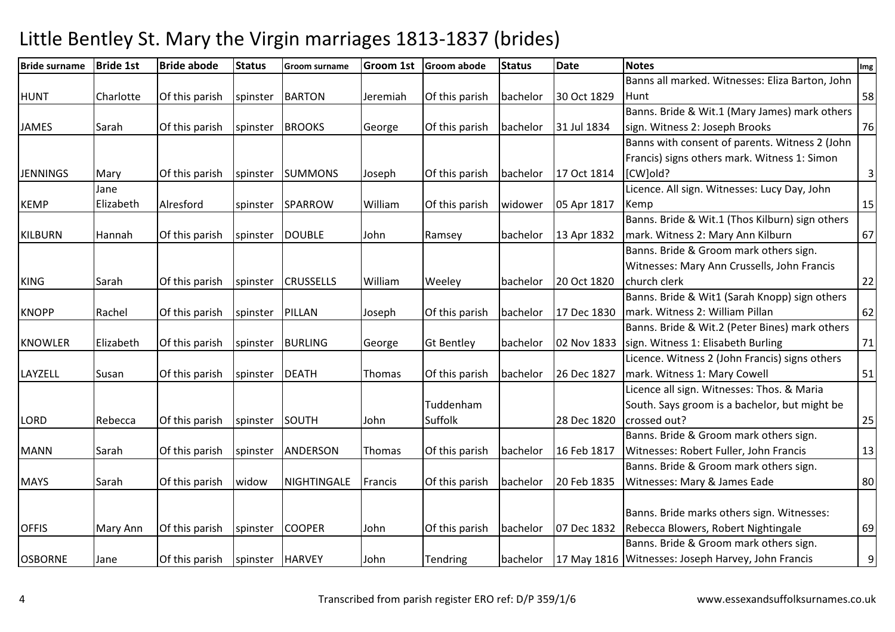# Little Bentley St. Mary the Virgin marriages 1813-1837 (brides)

| Bride surname | Bride 1st | Bride abode | Status | Groom surname | Groom 1st | Groom abode | Status | Date | Notes | Img |
|---|---|---|---|---|---|---|---|---|---|---|
| HUNT | Charlotte | Of this parish | spinster | BARTON | Jeremiah | Of this parish | bachelor | 30 Oct 1829 | Banns all marked. Witnesses: Eliza Barton, John Hunt | 58 |
| JAMES | Sarah | Of this parish | spinster | BROOKS | George | Of this parish | bachelor | 31 Jul 1834 | Banns. Bride & Wit.1 (Mary James) mark others sign. Witness 2: Joseph Brooks | 76 |
| JENNINGS | Mary | Of this parish | spinster | SUMMONS | Joseph | Of this parish | bachelor | 17 Oct 1814 | Banns with consent of parents. Witness 2 (John Francis) signs others mark. Witness 1: Simon [CW]old? | 3 |
| KEMP | Jane Elizabeth | Alresford | spinster | SPARROW | William | Of this parish | widower | 05 Apr 1817 | Licence. All sign. Witnesses: Lucy Day, John Kemp | 15 |
| KILBURN | Hannah | Of this parish | spinster | DOUBLE | John | Ramsey | bachelor | 13 Apr 1832 | Banns. Bride & Wit.1 (Thos Kilburn) sign others mark. Witness 2: Mary Ann Kilburn | 67 |
| KING | Sarah | Of this parish | spinster | CRUSSELLS | William | Weeley | bachelor | 20 Oct 1820 | Banns. Bride & Groom mark others sign. Witnesses: Mary Ann Crussells, John Francis church clerk | 22 |
| KNOPP | Rachel | Of this parish | spinster | PILLAN | Joseph | Of this parish | bachelor | 17 Dec 1830 | Banns. Bride & Wit1 (Sarah Knopp) sign others mark. Witness 2: William Pillan | 62 |
| KNOWLER | Elizabeth | Of this parish | spinster | BURLING | George | Gt Bentley | bachelor | 02 Nov 1833 | Banns. Bride & Wit.2 (Peter Bines) mark others sign. Witness 1: Elisabeth Burling | 71 |
| LAYZELL | Susan | Of this parish | spinster | DEATH | Thomas | Of this parish | bachelor | 26 Dec 1827 | Licence. Witness 2 (John Francis) signs others mark. Witness 1: Mary Cowell | 51 |
| LORD | Rebecca | Of this parish | spinster | SOUTH | John | Tuddenham Suffolk | | 28 Dec 1820 | Licence all sign. Witnesses: Thos. & Maria South. Says groom is a bachelor, but might be crossed out? | 25 |
| MANN | Sarah | Of this parish | spinster | ANDERSON | Thomas | Of this parish | bachelor | 16 Feb 1817 | Banns. Bride & Groom mark others sign. Witnesses: Robert Fuller, John Francis | 13 |
| MAYS | Sarah | Of this parish | widow | NIGHTINGALE | Francis | Of this parish | bachelor | 20 Feb 1835 | Banns. Bride & Groom mark others sign. Witnesses: Mary & James Eade | 80 |
| OFFIS | Mary Ann | Of this parish | spinster | COOPER | John | Of this parish | bachelor | 07 Dec 1832 | Banns. Bride marks others sign. Witnesses: Rebecca Blowers, Robert Nightingale | 69 |
| OSBORNE | Jane | Of this parish | spinster | HARVEY | John | Tendring | bachelor | 17 May 1816 | Banns. Bride & Groom mark others sign. Witnesses: Joseph Harvey, John Francis | 9 |

Transcribed from parish register ERO ref: D/P 359/1/6

www.essexandsuffolksurnames.co.uk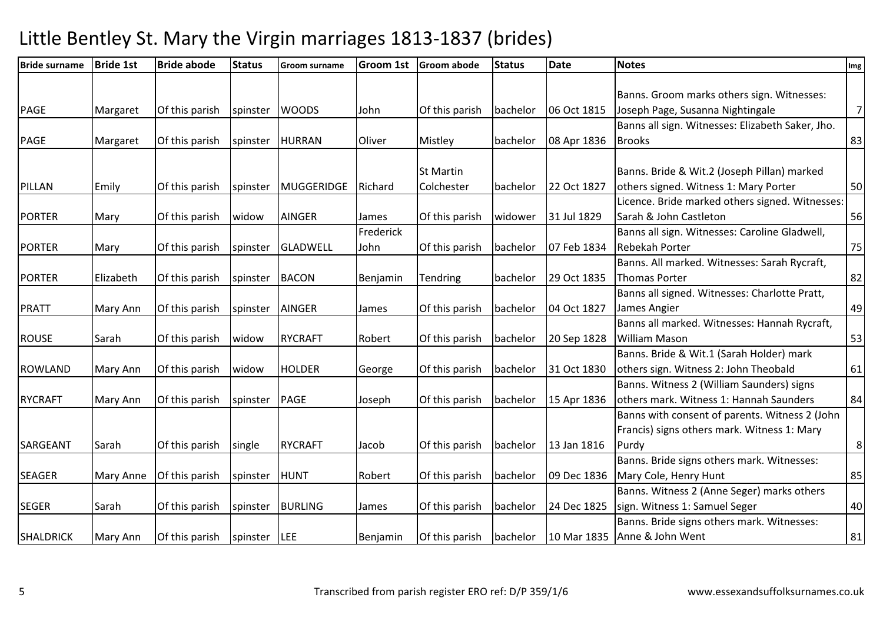# Little Bentley St. Mary the Virgin marriages 1813-1837 (brides)

| Bride surname | Bride 1st | Bride abode | Status | Groom surname | Groom 1st | Groom abode | Status | Date | Notes | Img |
|---|---|---|---|---|---|---|---|---|---|---|
| PAGE | Margaret | Of this parish | spinster | WOODS | John | Of this parish | bachelor | 06 Oct 1815 | Banns. Groom marks others sign. Witnesses: Joseph Page, Susanna Nightingale | 7 |
| PAGE | Margaret | Of this parish | spinster | HURRAN | Oliver | Mistley | bachelor | 08 Apr 1836 | Banns all sign. Witnesses: Elizabeth Saker, Jho. Brooks | 83 |
| PILLAN | Emily | Of this parish | spinster | MUGGERIDGE | Richard | St Martin Colchester | bachelor | 22 Oct 1827 | Banns. Bride & Wit.2 (Joseph Pillan) marked others signed. Witness 1: Mary Porter | 50 |
| PORTER | Mary | Of this parish | widow | AINGER | James | Of this parish | widower | 31 Jul 1829 | Licence. Bride marked others signed. Witnesses: Sarah & John Castleton | 56 |
| PORTER | Mary | Of this parish | spinster | GLADWELL | Frederick John | Of this parish | bachelor | 07 Feb 1834 | Banns all sign. Witnesses: Caroline Gladwell, Rebekah Porter | 75 |
| PORTER | Elizabeth | Of this parish | spinster | BACON | Benjamin | Tendring | bachelor | 29 Oct 1835 | Banns. All marked. Witnesses: Sarah Rycraft, Thomas Porter | 82 |
| PRATT | Mary Ann | Of this parish | spinster | AINGER | James | Of this parish | bachelor | 04 Oct 1827 | Banns all signed. Witnesses: Charlotte Pratt, James Angier | 49 |
| ROUSE | Sarah | Of this parish | widow | RYCRAFT | Robert | Of this parish | bachelor | 20 Sep 1828 | Banns all marked. Witnesses: Hannah Rycraft, William Mason | 53 |
| ROWLAND | Mary Ann | Of this parish | widow | HOLDER | George | Of this parish | bachelor | 31 Oct 1830 | Banns. Bride & Wit.1 (Sarah Holder) mark others sign. Witness 2: John Theobald | 61 |
| RYCRAFT | Mary Ann | Of this parish | spinster | PAGE | Joseph | Of this parish | bachelor | 15 Apr 1836 | Banns. Witness 2 (William Saunders) signs others mark. Witness 1: Hannah Saunders | 84 |
| SARGEANT | Sarah | Of this parish | single | RYCRAFT | Jacob | Of this parish | bachelor | 13 Jan 1816 | Banns with consent of parents. Witness 2 (John Francis) signs others mark. Witness 1: Mary Purdy | 8 |
| SEAGER | Mary Anne | Of this parish | spinster | HUNT | Robert | Of this parish | bachelor | 09 Dec 1836 | Banns. Bride signs others mark. Witnesses: Mary Cole, Henry Hunt | 85 |
| SEGER | Sarah | Of this parish | spinster | BURLING | James | Of this parish | bachelor | 24 Dec 1825 | Banns. Witness 2 (Anne Seger) marks others sign. Witness 1: Samuel Seger | 40 |
| SHALDRICK | Mary Ann | Of this parish | spinster | LEE | Benjamin | Of this parish | bachelor | 10 Mar 1835 | Banns. Bride signs others mark. Witnesses: Anne & John Went | 81 |

Transcribed from parish register ERO ref: D/P 359/1/6

www.essexandsuffolksurnames.co.uk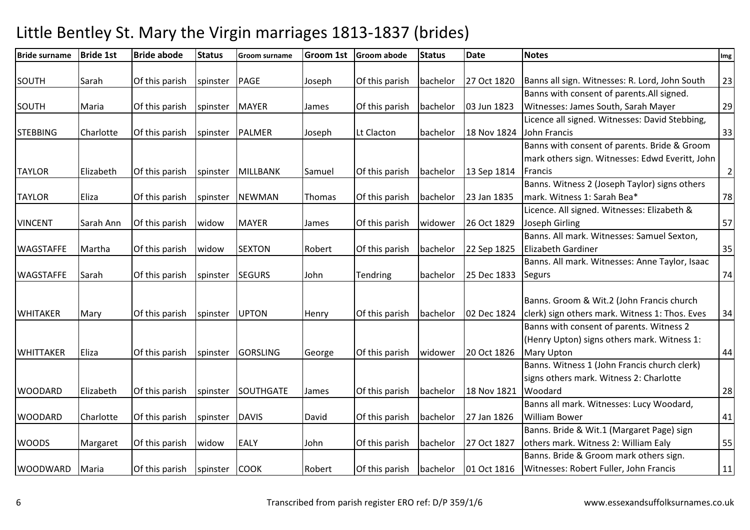# Little Bentley St. Mary the Virgin marriages 1813-1837 (brides)

| Bride surname | Bride 1st | Bride abode | Status | Groom surname | Groom 1st | Groom abode | Status | Date | Notes | Img |
|---|---|---|---|---|---|---|---|---|---|---|
| SOUTH | Sarah | Of this parish | spinster | PAGE | Joseph | Of this parish | bachelor | 27 Oct 1820 | Banns all sign. Witnesses: R. Lord, John South | 23 |
| SOUTH | Maria | Of this parish | spinster | MAYER | James | Of this parish | bachelor | 03 Jun 1823 | Banns with consent of parents.All signed. Witnesses: James South, Sarah Mayer | 29 |
| STEBBING | Charlotte | Of this parish | spinster | PALMER | Joseph | Lt Clacton | bachelor | 18 Nov 1824 | Licence all signed. Witnesses: David Stebbing, John Francis | 33 |
| TAYLOR | Elizabeth | Of this parish | spinster | MILLBANK | Samuel | Of this parish | bachelor | 13 Sep 1814 | Banns with consent of parents. Bride & Groom mark others sign. Witnesses: Edwd Everitt, John Francis | 2 |
| TAYLOR | Eliza | Of this parish | spinster | NEWMAN | Thomas | Of this parish | bachelor | 23 Jan 1835 | Banns. Witness 2 (Joseph Taylor) signs others mark. Witness 1: Sarah Bea* | 78 |
| VINCENT | Sarah Ann | Of this parish | widow | MAYER | James | Of this parish | widower | 26 Oct 1829 | Licence. All signed. Witnesses: Elizabeth & Joseph Girling | 57 |
| WAGSTAFFE | Martha | Of this parish | widow | SEXTON | Robert | Of this parish | bachelor | 22 Sep 1825 | Banns. All mark. Witnesses: Samuel Sexton, Elizabeth Gardiner | 35 |
| WAGSTAFFE | Sarah | Of this parish | spinster | SEGURS | John | Tendring | bachelor | 25 Dec 1833 | Banns. All mark. Witnesses: Anne Taylor, Isaac Segurs | 74 |
| WHITAKER | Mary | Of this parish | spinster | UPTON | Henry | Of this parish | bachelor | 02 Dec 1824 | Banns. Groom & Wit.2 (John Francis church clerk) sign others mark. Witness 1: Thos. Eves | 34 |
| WHITTAKER | Eliza | Of this parish | spinster | GORSLING | George | Of this parish | widower | 20 Oct 1826 | Banns with consent of parents. Witness 2 (Henry Upton) signs others mark. Witness 1: Mary Upton | 44 |
| WOODARD | Elizabeth | Of this parish | spinster | SOUTHGATE | James | Of this parish | bachelor | 18 Nov 1821 | Banns. Witness 1 (John Francis church clerk) signs others mark. Witness 2: Charlotte Woodard | 28 |
| WOODARD | Charlotte | Of this parish | spinster | DAVIS | David | Of this parish | bachelor | 27 Jan 1826 | Banns all mark. Witnesses: Lucy Woodard, William Bower | 41 |
| WOODS | Margaret | Of this parish | widow | EALY | John | Of this parish | bachelor | 27 Oct 1827 | Banns. Bride & Wit.1 (Margaret Page) sign others mark. Witness 2: William Ealy | 55 |
| WOODWARD | Maria | Of this parish | spinster | COOK | Robert | Of this parish | bachelor | 01 Oct 1816 | Banns. Bride & Groom mark others sign. Witnesses: Robert Fuller, John Francis | 11 |

Transcribed from parish register ERO ref: D/P 359/1/6

www.essexandsuffolksurnames.co.uk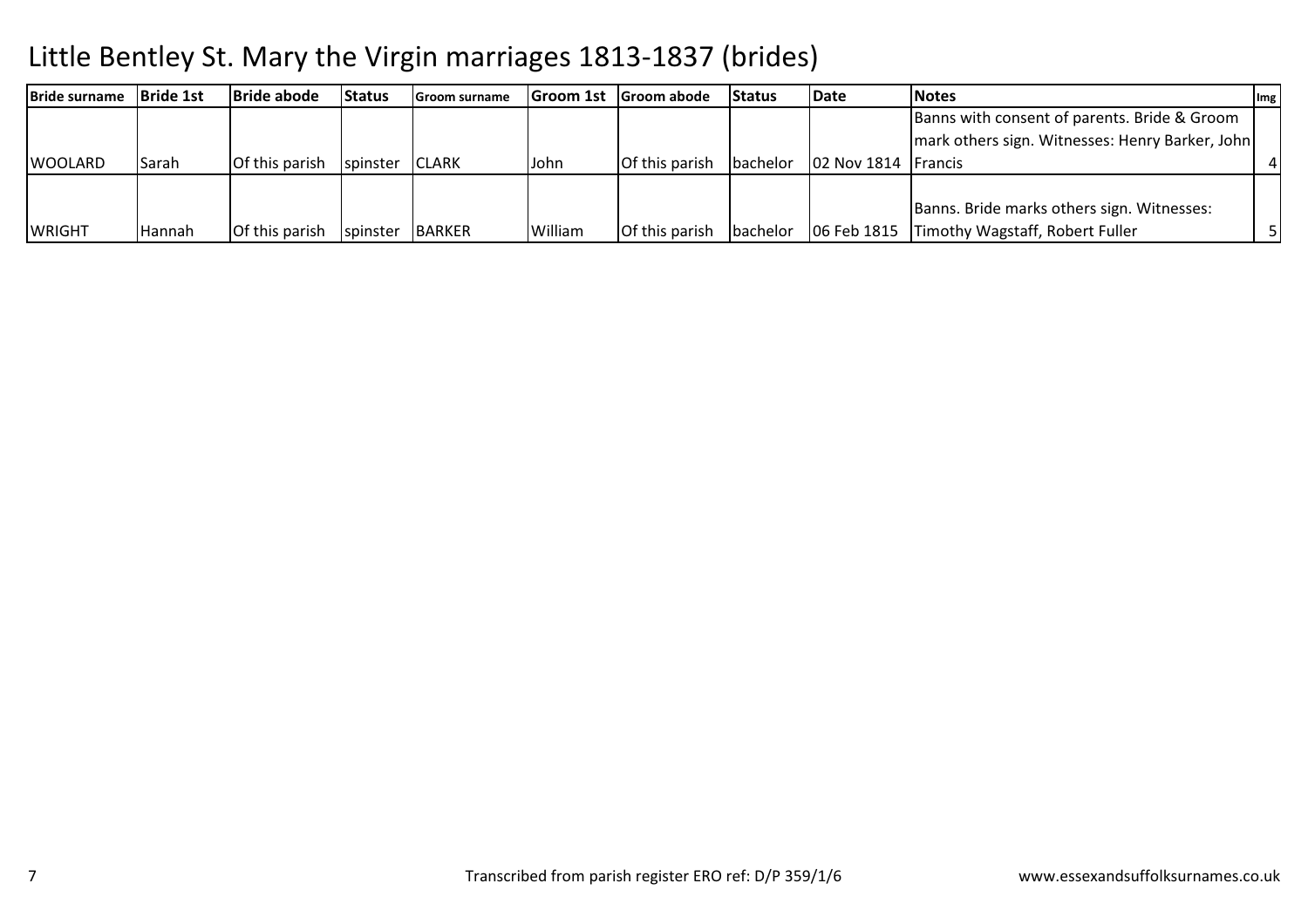# Little Bentley St. Mary the Virgin marriages 1813-1837 (brides)

| Bride surname | Bride 1st | Bride abode | Status | Groom surname | Groom 1st | Groom abode | Status | Date | Notes | Img |
|---|---|---|---|---|---|---|---|---|---|---|
| WOOLARD | Sarah | Of this parish | spinster | CLARK | John | Of this parish | bachelor | 02 Nov 1814 | Banns with consent of parents. Bride & Groom mark others sign. Witnesses: Henry Barker, John Francis | 4 |
| WRIGHT | Hannah | Of this parish | spinster | BARKER | William | Of this parish | bachelor | 06 Feb 1815 | Banns. Bride marks others sign. Witnesses: Timothy Wagstaff, Robert Fuller | 5 |

Transcribed from parish register ERO ref: D/P 359/1/6

www.essexandsuffolksurnames.co.uk